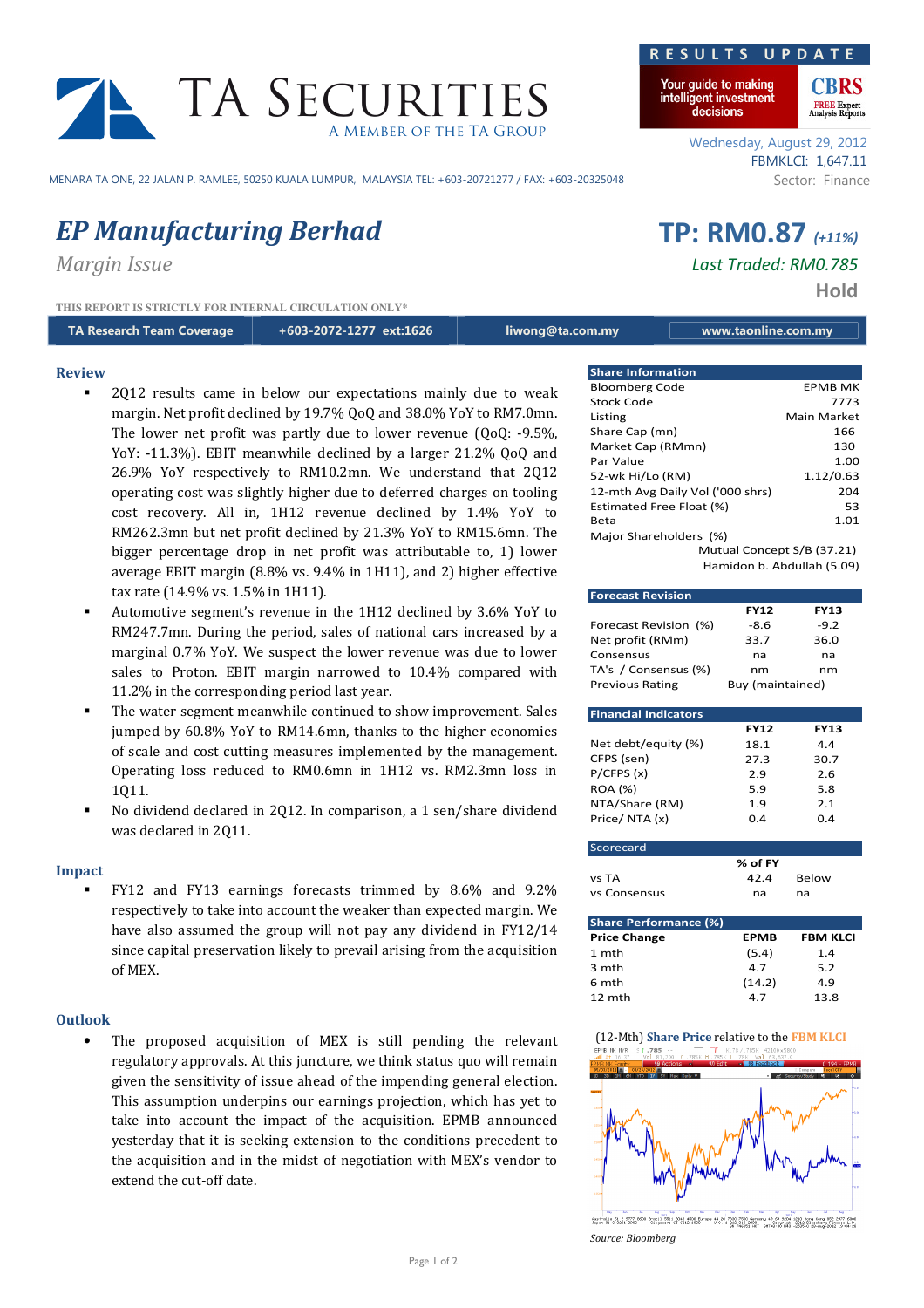TA SECURITIES
A MEMBER OF THE TA GROUP

MENARA TA ONE, 22 JALAN P. RAMLEE, 50250 KUALA LUMPUR, MALAYSIA TEL: +603-20721277 / FAX: +603-20325048

RESULTS UPDATE

Your guide to making intelligent investment decisions

Wednesday, August 29, 2012
FBMKLCI: 1,647.11
Sector: Finance

# *EP Manufacturing Berhad*

*Margin Issue*

**TP: RM0.87** *(+11%)*
*Last Traded: RM0.785*
**Hold**

THIS REPORT IS STRICTLY FOR INTERNAL CIRCULATION ONLY*

| TA Research Team Coverage | +603-2072-1277 ext:1626 | liwong@ta.com.my | www.taonline.com.my |
|---|---|---|---|

## Review

- 2Q12 results came in below our expectations mainly due to weak margin. Net profit declined by 19.7% QoQ and 38.0% YoY to RM7.0mn. The lower net profit was partly due to lower revenue (QoQ: -9.5%, YoY: -11.3%). EBIT meanwhile declined by a larger 21.2% QoQ and 26.9% YoY respectively to RM10.2mn. We understand that 2Q12 operating cost was slightly higher due to deferred charges on tooling cost recovery. All in, 1H12 revenue declined by 1.4% YoY to RM262.3mn but net profit declined by 21.3% YoY to RM15.6mn. The bigger percentage drop in net profit was attributable to, 1) lower average EBIT margin (8.8% vs. 9.4% in 1H11), and 2) higher effective tax rate (14.9% vs. 1.5% in 1H11).
- Automotive segment's revenue in the 1H12 declined by 3.6% YoY to RM247.7mn. During the period, sales of national cars increased by a marginal 0.7% YoY. We suspect the lower revenue was due to lower sales to Proton. EBIT margin narrowed to 10.4% compared with 11.2% in the corresponding period last year.
- The water segment meanwhile continued to show improvement. Sales jumped by 60.8% YoY to RM14.6mn, thanks to the higher economies of scale and cost cutting measures implemented by the management. Operating loss reduced to RM0.6mn in 1H12 vs. RM2.3mn loss in 1Q11.
- No dividend declared in 2Q12. In comparison, a 1 sen/share dividend was declared in 2Q11.

## Impact

- FY12 and FY13 earnings forecasts trimmed by 8.6% and 9.2% respectively to take into account the weaker than expected margin. We have also assumed the group will not pay any dividend in FY12/14 since capital preservation likely to prevail arising from the acquisition of MEX.

## Outlook

- The proposed acquisition of MEX is still pending the relevant regulatory approvals. At this juncture, we think status quo will remain given the sensitivity of issue ahead of the impending general election. This assumption underpins our earnings projection, which has yet to take into account the impact of the acquisition. EPMB announced yesterday that it is seeking extension to the conditions precedent to the acquisition and in the midst of negotiation with MEX's vendor to extend the cut-off date.

| Share Information | |
|---|---|
| Bloomberg Code | EPMB MK |
| Stock Code | 7773 |
| Listing | Main Market |
| Share Cap (mn) | 166 |
| Market Cap (RMmn) | 130 |
| Par Value | 1.00 |
| 52-wk Hi/Lo (RM) | 1.12/0.63 |
| 12-mth Avg Daily Vol ('000 shrs) | 204 |
| Estimated Free Float (%) | 53 |
| Beta | 1.01 |
| Major Shareholders (%) | |
| | Mutual Concept S/B (37.21) |
| | Hamidon b. Abdullah (5.09) |

| Forecast Revision | FY12 | FY13 |
|---|---|---|
| Forecast Revision (%) | -8.6 | -9.2 |
| Net profit (RMm) | 33.7 | 36.0 |
| Consensus | na | na |
| TA's / Consensus (%) | nm | nm |
| Previous Rating | Buy (maintained) | |

| Financial Indicators | FY12 | FY13 |
|---|---|---|
| Net debt/equity (%) | 18.1 | 4.4 |
| CFPS (sen) | 27.3 | 30.7 |
| P/CFPS (x) | 2.9 | 2.6 |
| ROA (%) | 5.9 | 5.8 |
| NTA/Share (RM) | 1.9 | 2.1 |
| Price/ NTA (x) | 0.4 | 0.4 |

| Scorecard | % of FY | |
|---|---|---|
| vs TA | 42.4 | Below |
| vs Consensus | na | na |

| Share Performance (%) | | |
|---|---|---|
| **Price Change** | **EPMB** | **FBM KLCI** |
| 1 mth | (5.4) | 1.4 |
| 3 mth | 4.7 | 5.2 |
| 6 mth | (14.2) | 4.9 |
| 12 mth | 4.7 | 13.8 |

(12-Mth) **Share Price** relative to the **FBM KLCI**

*Source: Bloomberg*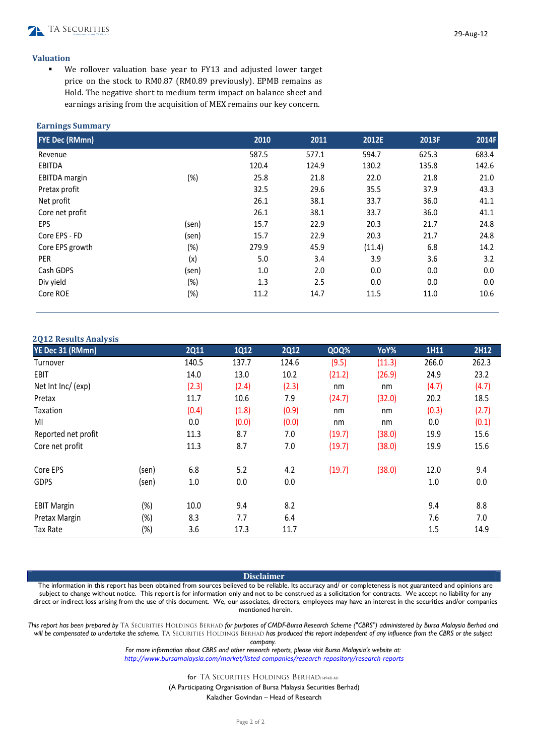## Valuation

- We rollover valuation base year to FY13 and adjusted lower target price on the stock to RM0.87 (RM0.89 previously). EPMB remains as Hold. The negative short to medium term impact on balance sheet and earnings arising from the acquisition of MEX remains our key concern.

### Earnings Summary

| FYE Dec (RMmn) | | 2010 | 2011 | 2012E | 2013F | 2014F |
|---|---|---|---|---|---|---|
| Revenue | | 587.5 | 577.1 | 594.7 | 625.3 | 683.4 |
| EBITDA | | 120.4 | 124.9 | 130.2 | 135.8 | 142.6 |
| EBITDA margin | (%) | 25.8 | 21.8 | 22.0 | 21.8 | 21.0 |
| Pretax profit | | 32.5 | 29.6 | 35.5 | 37.9 | 43.3 |
| Net profit | | 26.1 | 38.1 | 33.7 | 36.0 | 41.1 |
| Core net profit | | 26.1 | 38.1 | 33.7 | 36.0 | 41.1 |
| EPS | (sen) | 15.7 | 22.9 | 20.3 | 21.7 | 24.8 |
| Core EPS - FD | (sen) | 15.7 | 22.9 | 20.3 | 21.7 | 24.8 |
| Core EPS growth | (%) | 279.9 | 45.9 | (11.4) | 6.8 | 14.2 |
| PER | (x) | 5.0 | 3.4 | 3.9 | 3.6 | 3.2 |
| Cash GDPS | (sen) | 1.0 | 2.0 | 0.0 | 0.0 | 0.0 |
| Div yield | (%) | 1.3 | 2.5 | 0.0 | 0.0 | 0.0 |
| Core ROE | (%) | 11.2 | 14.7 | 11.5 | 11.0 | 10.6 |

### 2Q12 Results Analysis

| YE Dec 31 (RMmn) | | 2Q11 | 1Q12 | 2Q12 | QOQ% | YoY% | 1H11 | 2H12 |
|---|---|---|---|---|---|---|---|---|
| Turnover | | 140.5 | 137.7 | 124.6 | (9.5) | (11.3) | 266.0 | 262.3 |
| EBIT | | 14.0 | 13.0 | 10.2 | (21.2) | (26.9) | 24.9 | 23.2 |
| Net Int Inc/ (exp) | | (2.3) | (2.4) | (2.3) | nm | nm | (4.7) | (4.7) |
| Pretax | | 11.7 | 10.6 | 7.9 | (24.7) | (32.0) | 20.2 | 18.5 |
| Taxation | | (0.4) | (1.8) | (0.9) | nm | nm | (0.3) | (2.7) |
| MI | | 0.0 | (0.0) | (0.0) | nm | nm | 0.0 | (0.1) |
| Reported net profit | | 11.3 | 8.7 | 7.0 | (19.7) | (38.0) | 19.9 | 15.6 |
| Core net profit | | 11.3 | 8.7 | 7.0 | (19.7) | (38.0) | 19.9 | 15.6 |
| | | | | | | | | |
| Core EPS | (sen) | 6.8 | 5.2 | 4.2 | (19.7) | (38.0) | 12.0 | 9.4 |
| GDPS | (sen) | 1.0 | 0.0 | 0.0 | | | 1.0 | 0.0 |
| | | | | | | | | |
| EBIT Margin | (%) | 10.0 | 9.4 | 8.2 | | | 9.4 | 8.8 |
| Pretax Margin | (%) | 8.3 | 7.7 | 6.4 | | | 7.6 | 7.0 |
| Tax Rate | (%) | 3.6 | 17.3 | 11.7 | | | 1.5 | 14.9 |

**Disclaimer**

The information in this report has been obtained from sources believed to be reliable. Its accuracy and/ or completeness is not guaranteed and opinions are subject to change without notice. This report is for information only and not to be construed as a solicitation for contracts. We accept no liability for any direct or indirect loss arising from the use of this document. We, our associates, directors, employees may have an interest in the securities and/or companies mentioned herein.

*This report has been prepared by* TA SECURITIES HOLDINGS BERHAD *for purposes of CMDF-Bursa Research Scheme ("CBRS") administered by Bursa Malaysia Berhad and will be compensated to undertake the scheme.* TA SECURITIES HOLDINGS BERHAD *has produced this report independent of any influence from the CBRS or the subject company.*

*For more information about CBRS and other research reports, please visit Bursa Malaysia's website at:*
*http://www.bursamalaysia.com/market/listed-companies/research-repository/research-reports*

for TA SECURITIES HOLDINGS BERHAD(14948-M)
(A Participating Organisation of Bursa Malaysia Securities Berhad)
Kaladher Govindan – Head of Research